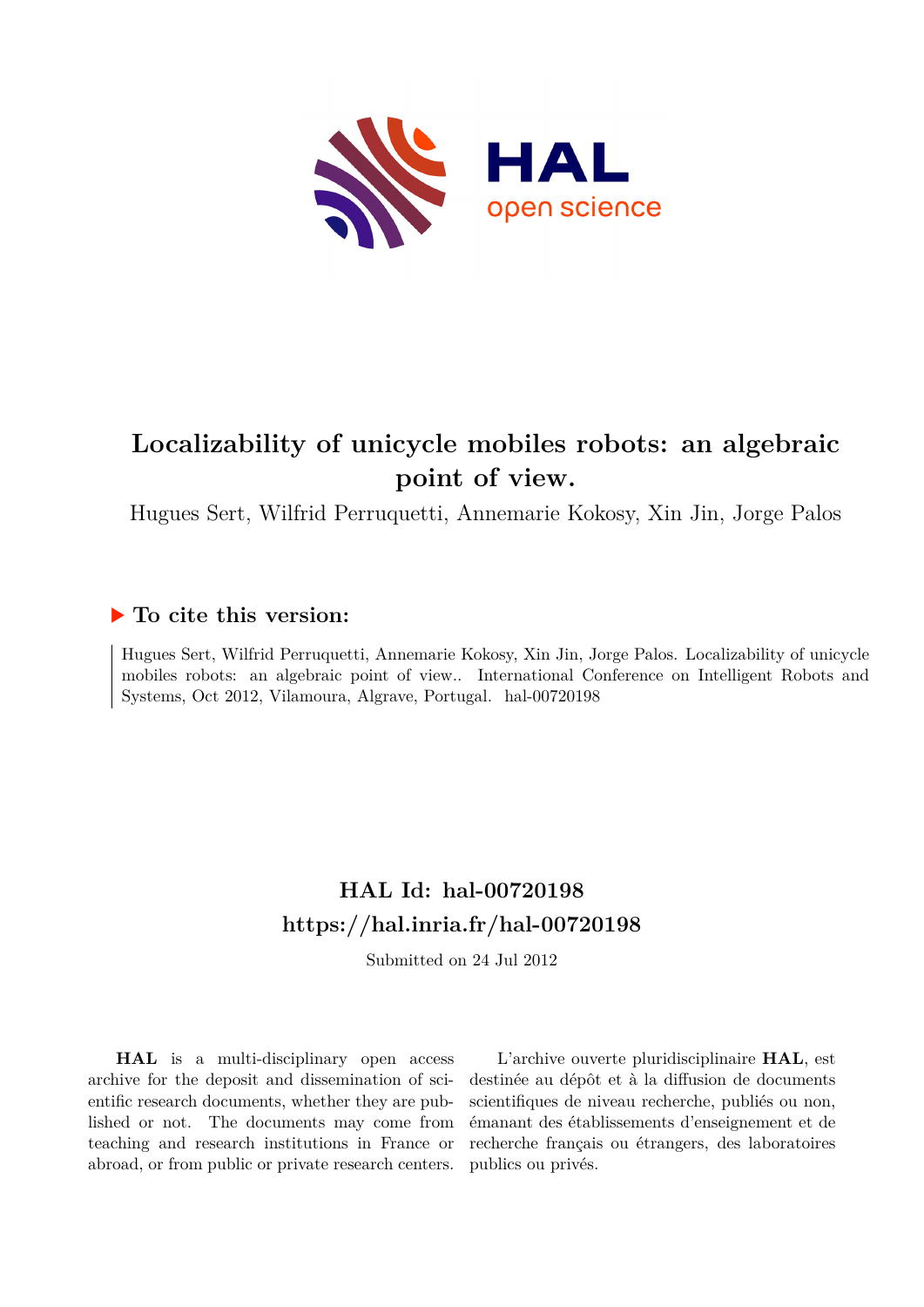# Localizability of unicycle mobiles robots: an algebraic point of view.

Hugues Sert, Wilfrid Perruquetti, Annemarie Kokosy, Xin Jin, Jorge Palos

## ▶ To cite this version:

Hugues Sert, Wilfrid Perruquetti, Annemarie Kokosy, Xin Jin, Jorge Palos. Localizability of unicycle mobiles robots: an algebraic point of view.. International Conference on Intelligent Robots and Systems, Oct 2012, Vilamoura, Algrave, Portugal. hal-00720198

## HAL Id: hal-00720198

## https://hal.inria.fr/hal-00720198

Submitted on 24 Jul 2012

**HAL** is a multi-disciplinary open access archive for the deposit and dissemination of scientific research documents, whether they are published or not. The documents may come from teaching and research institutions in France or abroad, or from public or private research centers.

L'archive ouverte pluridisciplinaire **HAL**, est destinée au dépôt et à la diffusion de documents scientifiques de niveau recherche, publiés ou non, émanant des établissements d'enseignement et de recherche français ou étrangers, des laboratoires publics ou privés.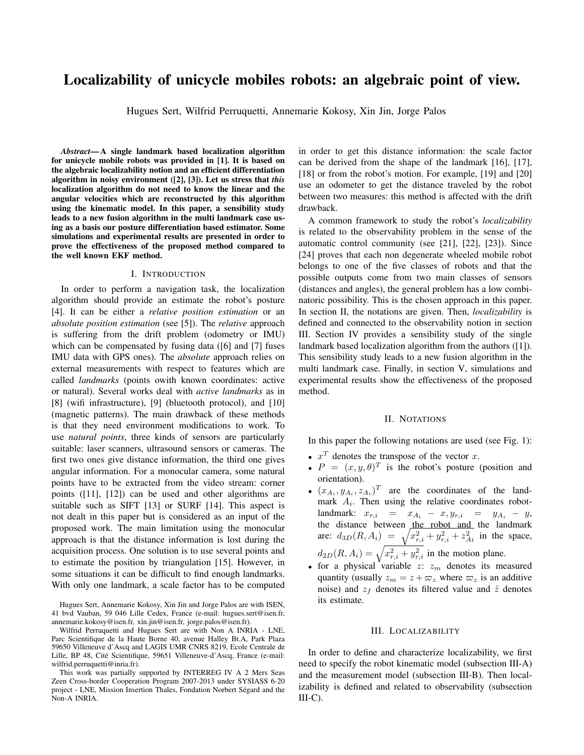# Localizability of unicycle mobiles robots: an algebraic point of view.

Hugues Sert, Wilfrid Perruquetti, Annemarie Kokosy, Xin Jin, Jorge Palos

***Abstract*— A single landmark based localization algorithm for unicycle mobile robots was provided in [1]. It is based on the algebraic localizability notion and an efficient differentiation algorithm in noisy environment ([2], [3]). Let us stress that *this* localization algorithm do not need to know the linear and the angular velocities which are reconstructed by this algorithm using the kinematic model. In this paper, a sensibility study leads to a new fusion algorithm in the multi landmark case using as a basis our posture differentiation based estimator. Some simulations and experimental results are presented in order to prove the effectiveness of the proposed method compared to the well known EKF method.**

## I. Introduction

In order to perform a navigation task, the localization algorithm should provide an estimate the robot's posture [4]. It can be either a *relative position estimation* or an *absolute position estimation* (see [5]). The *relative* approach is suffering from the drift problem (odometry or IMU) which can be compensated by fusing data ([6] and [7] fuses IMU data with GPS ones). The *absolute* approach relies on external measurements with respect to features which are called *landmarks* (points owith known coordinates: active or natural). Several works deal with *active landmarks* as in [8] (wifi infrastructure), [9] (bluetooth protocol), and [10] (magnetic patterns). The main drawback of these methods is that they need environment modifications to work. To use *natural points*, three kinds of sensors are particularly suitable: laser scanners, ultrasound sensors or cameras. The first two ones give distance information, the third one gives angular information. For a monocular camera, some natural points have to be extracted from the video stream: corner points ([11], [12]) can be used and other algorithms are suitable such as SIFT [13] or SURF [14]. This aspect is not dealt in this paper but is considered as an input of the proposed work. The main limitation using the monocular approach is that the distance information is lost during the acquisition process. One solution is to use several points and to estimate the position by triangulation [15]. However, in some situations it can be difficult to find enough landmarks. With only one landmark, a scale factor has to be computed in order to get this distance information: the scale factor can be derived from the shape of the landmark [16], [17], [18] or from the robot's motion. For example, [19] and [20] use an odometer to get the distance traveled by the robot between two measures: this method is affected with the drift drawback.

A common framework to study the robot's *localizability* is related to the observability problem in the sense of the automatic control community (see [21], [22], [23]). Since [24] proves that each non degenerate wheeled mobile robot belongs to one of the five classes of robots and that the possible outputs come from two main classes of sensors (distances and angles), the general problem has a low combinatoric possibility. This is the chosen approach in this paper. In section II, the notations are given. Then, *localizability* is defined and connected to the observability notion in section III. Section IV provides a sensibility study of the single landmark based localization algorithm from the authors ([1]). This sensibility study leads to a new fusion algorithm in the multi landmark case. Finally, in section V, simulations and experimental results show the effectiveness of the proposed method.

Hugues Sert, Annemarie Kokosy, Xin Jin and Jorge Palos are with ISEN, 41 bvd Vauban, 59 046 Lille Cedex, France (e-mail: hugues.sert@isen.fr, annemarie.kokosy@isen.fr, xin.jin@isen.fr, jorge.palos@isen.fr).

Wilfrid Perruquetti and Hugues Sert are with Non A INRIA - LNE, Parc Scientifique de la Haute Borne 40, avenue Halley Bt.A, Park Plaza 59650 Villeneuve d'Ascq and LAGIS UMR CNRS 8219, Ecole Centrale de Lille, BP 48, Cité Scientifique, 59651 Villeneuve-d'Ascq, France (e-mail: wilfrid.perruquetti@inria.fr).

This work was partially supported by INTERREG IV A 2 Mers Seas Zeen Cross-border Cooperation Program 2007-2013 under SYSIASS 6-20 project - LNE, Mission Insertion Thales, Fondation Norbert Ségard and the Non-A INRIA.

## II. Notations

In this paper the following notations are used (see Fig. 1):

- $x^T$ denotes the transpose of the vector $x$.
- $P = (x, y, \theta)^T$ is the robot's posture (position and orientation).
- $(x_{A_i}, y_{A_i}, z_{A_i})^T$ are the coordinates of the landmark $A_i$. Then using the relative coordinates robot-landmark: $x_{r,i} = x_{A_i} - x, y_{r,i} = y_{A_i} - y$, the distance between the robot and the landmark are: $d_{3D}(R, A_i) = \sqrt{x_{r,i}^2 + y_{r,i}^2 + z_{Ai}^2}$ in the space, $d_{2D}(R, A_i) = \sqrt{x_{r,i}^2 + y_{r,i}^2}$ in the motion plane.
- for a physical variable $z$: $z_m$ denotes its measured quantity (usually $z_m = z + \varpi_z$ where $\varpi_z$ is an additive noise) and $z_f$ denotes its filtered value and $\hat{z}$ denotes its estimate.

## III. Localizability

In order to define and characterize localizability, we first need to specify the robot kinematic model (subsection III-A) and the measurement model (subsection III-B). Then localizability is defined and related to observability (subsection III-C).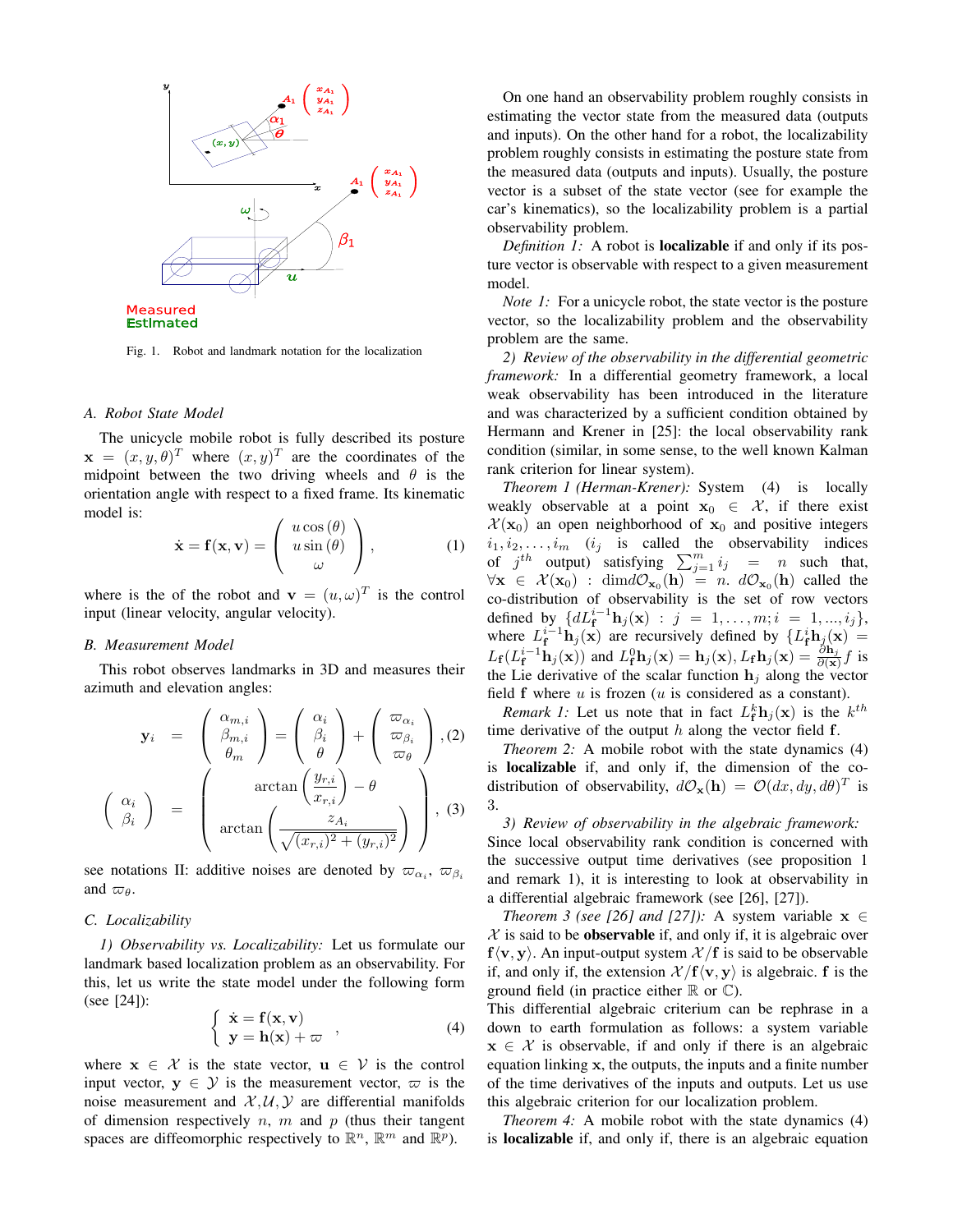Measured
Estimated

Fig. 1. Robot and landmark notation for the localization

### A. Robot State Model

The unicycle mobile robot is fully described its posture $\mathbf{x} = (x, y, \theta)^T$ where $(x, y)^T$ are the coordinates of the midpoint between the two driving wheels and $\theta$ is the orientation angle with respect to a fixed frame. Its kinematic model is:

$$\dot{\mathbf{x}} = \mathbf{f}(\mathbf{x}, \mathbf{v}) = \begin{pmatrix} u\cos(\theta) \\ u\sin(\theta) \\ \omega \end{pmatrix}, \tag{1}$$

where is the of the robot and $\mathbf{v} = (u, \omega)^T$ is the control input (linear velocity, angular velocity).

### B. Measurement Model

This robot observes landmarks in 3D and measures their azimuth and elevation angles:

$$\mathbf{y}_i = \begin{pmatrix} \alpha_{m,i} \\ \beta_{m,i} \\ \theta_m \end{pmatrix} = \begin{pmatrix} \alpha_i \\ \beta_i \\ \theta \end{pmatrix} + \begin{pmatrix} \varpi_{\alpha_i} \\ \varpi_{\beta_i} \\ \varpi_\theta \end{pmatrix}, \tag{2}$$

$$\begin{pmatrix} \alpha_i \\ \beta_i \end{pmatrix} = \begin{pmatrix} \arctan\left(\dfrac{y_{r,i}}{x_{r,i}}\right) - \theta \\ \arctan\left(\dfrac{z_{A_i}}{\sqrt{(x_{r,i})^2 + (y_{r,i})^2}}\right) \end{pmatrix}, \tag{3}$$

see notations II: additive noises are denoted by $\varpi_{\alpha_i}$, $\varpi_{\beta_i}$ and $\varpi_\theta$.

### C. Localizability

*1) Observability vs. Localizability:* Let us formulate our landmark based localization problem as an observability. For this, let us write the state model under the following form (see [24]):

$$\begin{cases} \dot{\mathbf{x}} = \mathbf{f}(\mathbf{x}, \mathbf{v}) \\ \mathbf{y} = \mathbf{h}(\mathbf{x}) + \varpi \end{cases}, \tag{4}$$

where $\mathbf{x} \in \mathcal{X}$ is the state vector, $\mathbf{u} \in \mathcal{V}$ is the control input vector, $\mathbf{y} \in \mathcal{Y}$ is the measurement vector, $\varpi$ is the noise measurement and $\mathcal{X}, \mathcal{U}, \mathcal{Y}$ are differential manifolds of dimension respectively $n$, $m$ and $p$ (thus their tangent spaces are diffeomorphic respectively to $\mathbb{R}^n$, $\mathbb{R}^m$ and $\mathbb{R}^p$).

On one hand an observability problem roughly consists in estimating the vector state from the measured data (outputs and inputs). On the other hand for a robot, the localizability problem roughly consists in estimating the posture state from the measured data (outputs and inputs). Usually, the posture vector is a subset of the state vector (see for example the car's kinematics), so the localizability problem is a partial observability problem.

*Definition 1:* A robot is **localizable** if and only if its posture vector is observable with respect to a given measurement model.

*Note 1:* For a unicycle robot, the state vector is the posture vector, so the localizability problem and the observability problem are the same.

*2) Review of the observability in the differential geometric framework:* In a differential geometry framework, a local weak observability has been introduced in the literature and was characterized by a sufficient condition obtained by Hermann and Krener in [25]: the local observability rank condition (similar, in some sense, to the well known Kalman rank criterion for linear system).

*Theorem 1 (Herman-Krener):* System (4) is locally weakly observable at a point $\mathbf{x}_0 \in \mathcal{X}$, if there exist $\mathcal{X}(\mathbf{x}_0)$ an open neighborhood of $\mathbf{x}_0$ and positive integers $i_1, i_2, \ldots, i_m$ ($i_j$ is called the observability indices of $j^{th}$ output) satisfying $\sum_{j=1}^m i_j = n$ such that, $\forall \mathbf{x} \in \mathcal{X}(\mathbf{x}_0)$ : $\dim d\mathcal{O}_{\mathbf{x}_0}(\mathbf{h}) = n$. $d\mathcal{O}_{\mathbf{x}_0}(\mathbf{h})$ called the co-distribution of observability is the set of row vectors defined by $\{dL_{\mathbf{f}}^{i-1}\mathbf{h}_j(\mathbf{x}) : j = 1, \ldots, m; i = 1, \ldots, i_j\}$, where $L_{\mathbf{f}}^{i-1}\mathbf{h}_j(\mathbf{x})$ are recursively defined by $\{L_{\mathbf{f}}^i\mathbf{h}_j(\mathbf{x}) = L_{\mathbf{f}}(L_{\mathbf{f}}^{i-1}\mathbf{h}_j(\mathbf{x}))$ and $L_{\mathbf{f}}^0\mathbf{h}_j(\mathbf{x}) = \mathbf{h}_j(\mathbf{x}), L_{\mathbf{f}}\mathbf{h}_j(\mathbf{x}) = \frac{\partial \mathbf{h}_j}{\partial(\mathbf{x})} f$ is the Lie derivative of the scalar function $\mathbf{h}_j$ along the vector field $\mathbf{f}$ where $u$ is frozen ($u$ is considered as a constant).

*Remark 1:* Let us note that in fact $L_{\mathbf{f}}^k\mathbf{h}_j(\mathbf{x})$ is the $k^{th}$ time derivative of the output $h$ along the vector field $\mathbf{f}$.

*Theorem 2:* A mobile robot with the state dynamics (4) is **localizable** if, and only if, the dimension of the co-distribution of observability, $d\mathcal{O}_{\mathbf{x}}(\mathbf{h}) = \mathcal{O}(dx, dy, d\theta)^T$ is 3.

*3) Review of observability in the algebraic framework:* Since local observability rank condition is concerned with the successive output time derivatives (see proposition 1 and remark 1), it is interesting to look at observability in a differential algebraic framework (see [26], [27]).

*Theorem 3 (see [26] and [27]):* A system variable $\mathbf{x} \in \mathcal{X}$ is said to be **observable** if, and only if, it is algebraic over $\mathbf{f}\langle\mathbf{v}, \mathbf{y}\rangle$. An input-output system $\mathcal{X}/\mathbf{f}$ is said to be observable if, and only if, the extension $\mathcal{X}/\mathbf{f}\langle\mathbf{v}, \mathbf{y}\rangle$ is algebraic. $\mathbf{f}$ is the ground field (in practice either $\mathbb{R}$ or $\mathbb{C}$).
This differential algebraic criterium can be rephrase in a down to earth formulation as follows: a system variable $\mathbf{x} \in \mathcal{X}$ is observable, if and only if there is an algebraic equation linking $\mathbf{x}$, the outputs, the inputs and a finite number of the time derivatives of the inputs and outputs. Let us use this algebraic criterion for our localization problem.

*Theorem 4:* A mobile robot with the state dynamics (4) is **localizable** if, and only if, there is an algebraic equation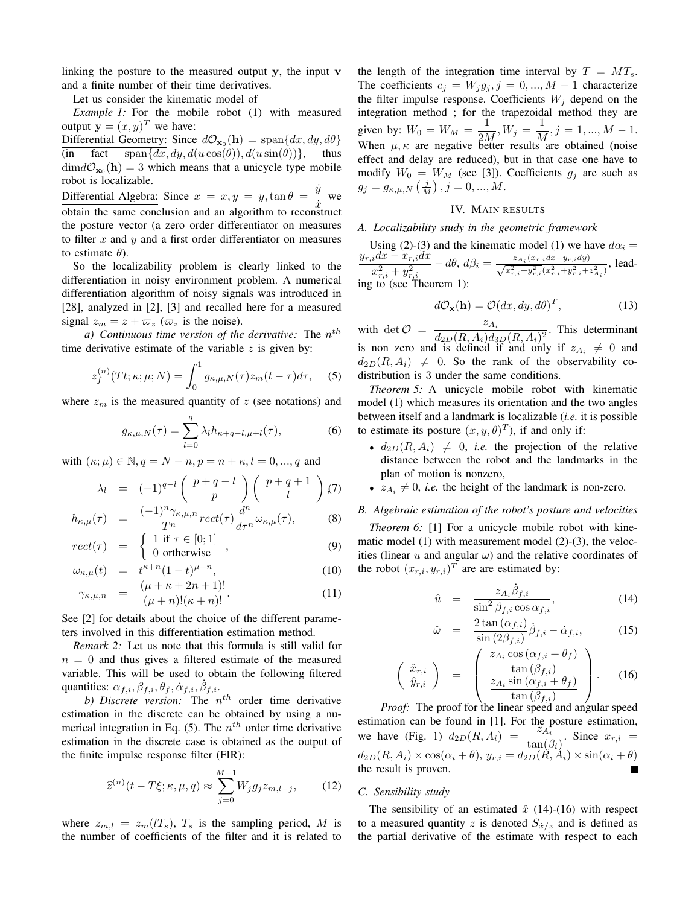linking the posture to the measured output $\mathbf{y}$, the input $\mathbf{v}$ and a finite number of their time derivatives.

Let us consider the kinematic model of

*Example 1:* For the mobile robot (1) with measured output $\mathbf{y} = (x, y)^T$ we have:

Differential Geometry: Since $d\mathcal{O}_{\mathbf{x}_0}(\mathbf{h}) = \text{span}\{dx, dy, d\theta\}$ (in fact $\text{span}\{dx, dy, d(u\cos(\theta)), d(u\sin(\theta))\}$, thus $\dim d\mathcal{O}_{\mathbf{x}_0}(\mathbf{h}) = 3$ which means that a unicycle type mobile robot is localizable.

Differential Algebra: Since $x = x, y = y, \tan\theta = \dfrac{\dot{y}}{\dot{x}}$ we obtain the same conclusion and an algorithm to reconstruct the posture vector (a zero order differentiator on measures to filter $x$ and $y$ and a first order differentiator on measures to estimate $\theta$).

So the localizability problem is clearly linked to the differentiation in noisy environment problem. A numerical differentiation algorithm of noisy signals was introduced in [28], analyzed in [2], [3] and recalled here for a measured signal $z_m = z + \varpi_z$ ($\varpi_z$ is the noise).

*a) Continuous time version of the derivative:* The $n^{th}$ time derivative estimate of the variable $z$ is given by:

$$z_f^{(n)}(Tt;\kappa;\mu;N) = \int_0^1 g_{\kappa,\mu,N}(\tau) z_m(t-\tau)d\tau, \quad (5)$$

where $z_m$ is the measured quantity of $z$ (see notations) and

$$g_{\kappa,\mu,N}(\tau) = \sum_{l=0}^{q} \lambda_l h_{\kappa+q-l,\mu+l}(\tau), \quad (6)$$

with $(\kappa;\mu) \in \mathbb{N}, q = N-n, p = n+\kappa, l = 0, ..., q$ and

$$\lambda_l = (-1)^{q-l}\begin{pmatrix} p+q-l \\ p \end{pmatrix}\begin{pmatrix} p+q+1 \\ l \end{pmatrix}, \quad (7)$$

$$h_{\kappa,\mu}(\tau) = \frac{(-1)^n \gamma_{\kappa,\mu,n}}{T^n} rect(\tau) \frac{d^n}{d\tau^n}\omega_{\kappa,\mu}(\tau), \quad (8)$$

$$rect(\tau) = \begin{cases} 1 \text{ if } \tau \in [0;1] \\ 0 \text{ ortherwise} \end{cases}, \quad (9)$$

$$\omega_{\kappa,\mu}(t) = t^{\kappa+n}(1-t)^{\mu+n}, \quad (10)$$

$$\gamma_{\kappa,\mu,n} = \frac{(\mu+\kappa+2n+1)!}{(\mu+n)!(\kappa+n)!}. \quad (11)$$

See [2] for details about the choice of the different parameters involved in this differentiation estimation method.

*Remark 2:* Let us note that this formula is still valid for $n = 0$ and thus gives a filtered estimate of the measured variable. This will be used to obtain the following filtered quantities: $\alpha_{f,i}, \beta_{f,i}, \theta_f, \dot{\alpha}_{f,i}, \dot{\beta}_{f,i}$.

*b) Discrete version:* The $n^{th}$ order time derivative estimation in the discrete can be obtained by using a numerical integration in Eq. (5). The $n^{th}$ order time derivative estimation in the discrete case is obtained as the output of the finite impulse response filter (FIR):

$$\widehat{z}^{(n)}(t - T\xi;\kappa,\mu,q) \approx \sum_{j=0}^{M-1} W_j g_j z_{m,l-j}, \quad (12)$$

where $z_{m,l} = z_m(lT_s)$, $T_s$ is the sampling period, $M$ is the number of coefficients of the filter and it is related to the length of the integration time interval by $T = MT_s$. The coefficients $c_j = W_j g_j, j = 0, ..., M-1$ characterize the filter impulse response. Coefficients $W_j$ depend on the integration method ; for the trapezoidal method they are given by: $W_0 = W_M = \dfrac{1}{2M}, W_j = \dfrac{1}{M}, j = 1, ..., M-1$. When $\mu, \kappa$ are negative better results are obtained (noise effect and delay are reduced), but in that case one have to modify $W_0 = W_M$ (see [3]). Coefficients $g_j$ are such as $g_j = g_{\kappa,\mu,N}\left(\frac{j}{M}\right), j = 0, ..., M$.

## IV. Main results

### A. Localizability study in the geometric framework

Using (2)-(3) and the kinematic model (1) we have $d\alpha_i = \dfrac{y_{r,i}dx - x_{r,i}dx}{x_{r,i}^2 + y_{r,i}^2} - d\theta$, $d\beta_i = \frac{z_{A_i}(x_{r,i}dx + y_{r,i}dy)}{\sqrt{x_{r,i}^2+y_{r,i}^2}(x_{r,i}^2+y_{r,i}^2+z_{A_i}^2)}$, leading to (see Theorem 1):

$$d\mathcal{O}_{\mathbf{x}}(\mathbf{h}) = \mathcal{O}(dx, dy, d\theta)^T, \quad (13)$$

with $\det\mathcal{O} = \dfrac{z_{A_i}}{d_{2D}(R, A_i)d_{3D}(R, A_i)^2}$. This determinant is non zero and is defined if and only if $z_{A_i} \neq 0$ and $d_{2D}(R, A_i) \neq 0$. So the rank of the observability co-distribution is 3 under the same conditions.

*Theorem 5:* A unicycle mobile robot with kinematic model (1) which measures its orientation and the two angles between itself and a landmark is localizable (*i.e.* it is possible to estimate its posture $(x, y, \theta)^T$), if and only if:

- $d_{2D}(R, A_i) \neq 0$, *i.e.* the projection of the relative distance between the robot and the landmarks in the plan of motion is nonzero,
- $z_{A_i} \neq 0$, *i.e.* the height of the landmark is non-zero.

### B. Algebraic estimation of the robot's posture and velocities

*Theorem 6:* [1] For a unicycle mobile robot with kinematic model (1) with measurement model (2)-(3), the velocities (linear $u$ and angular $\omega$) and the relative coordinates of the robot $(x_{r,i}, y_{r,i})^T$ are are estimated by:

$$\hat{u} = \frac{z_{A_i}\dot{\beta}_{f,i}}{\sin^2\beta_{f,i}\cos\alpha_{f,i}}, \quad (14)$$

$$\hat{\omega} = \frac{2\tan(\alpha_{f,i})}{\sin(2\beta_{f,i})}\dot{\beta}_{f,i} - \dot{\alpha}_{f,i}, \quad (15)$$

$$\begin{pmatrix} \hat{x}_{r,i} \\ \hat{y}_{r,i} \end{pmatrix} = \begin{pmatrix} \dfrac{z_{A_i}\cos(\alpha_{f,i}+\theta_f)}{\tan(\beta_{f,i})} \\ \dfrac{z_{A_i}\sin(\alpha_{f,i}+\theta_f)}{\tan(\beta_{f,i})} \end{pmatrix}. \quad (16)$$

*Proof:* The proof for the linear speed and angular speed estimation can be found in [1]. For the posture estimation, we have (Fig. 1) $d_{2D}(R, A_i) = \dfrac{z_{A_i}}{\tan(\beta_i)}$. Since $x_{r,i} = d_{2D}(R, A_i) \times \cos(\alpha_i + \theta)$, $y_{r,i} = d_{2D}(R, A_i) \times \sin(\alpha_i + \theta)$ the result is proven. ∎

### C. Sensibility study

The sensibility of an estimated $\hat{x}$ (14)-(16) with respect to a measured quantity $z$ is denoted $S_{\hat{x}/z}$ and is defined as the partial derivative of the estimate with respect to each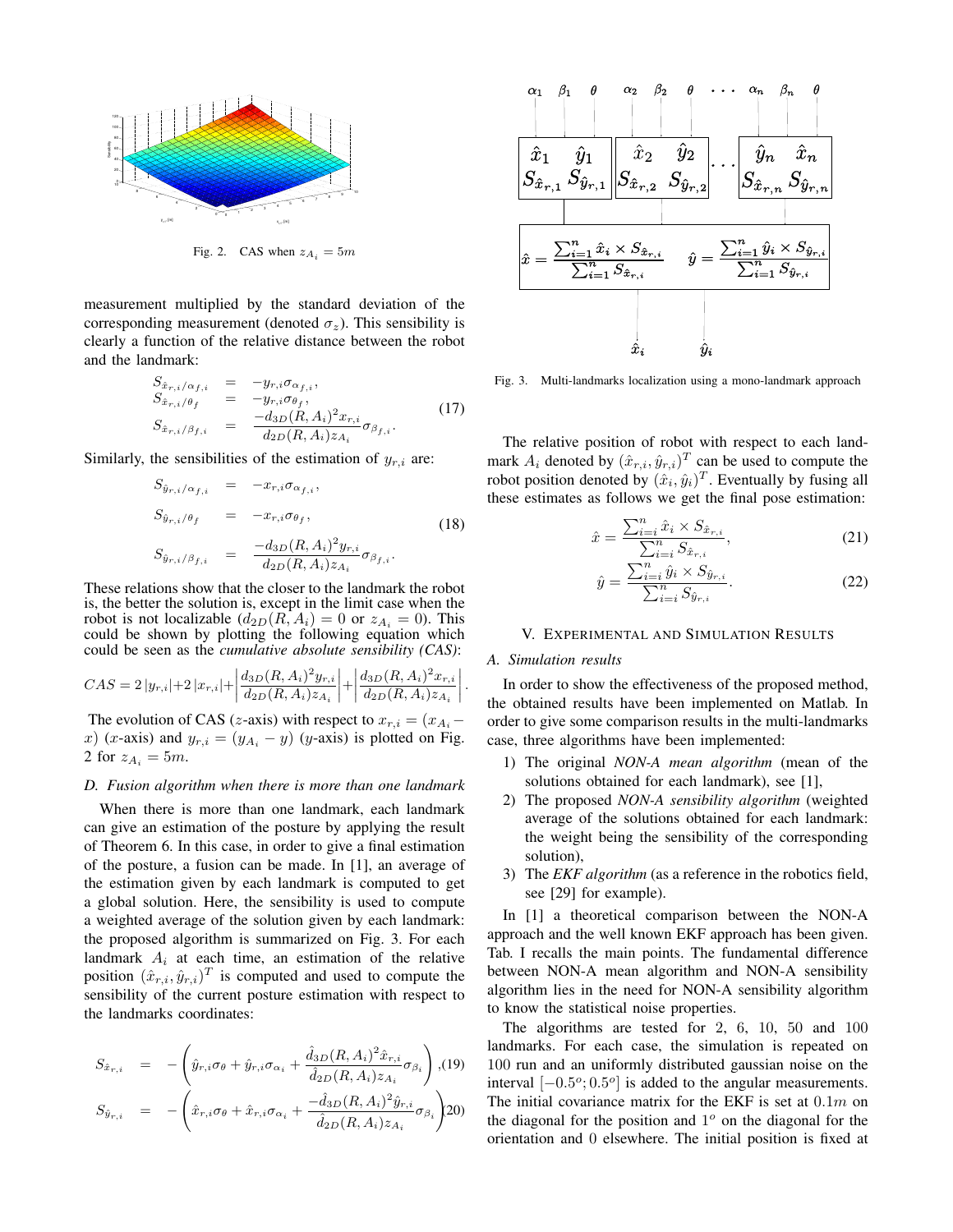Fig. 2. CAS when $z_{A_i} = 5m$

measurement multiplied by the standard deviation of the corresponding measurement (denoted $\sigma_z$). This sensibility is clearly a function of the relative distance between the robot and the landmark:

$$
\begin{aligned}
S_{\hat{x}_{r,i}/\alpha_{f,i}} &= -y_{r,i}\sigma_{\alpha_{f,i}}, \\
S_{\hat{x}_{r,i}/\theta_f} &= -y_{r,i}\sigma_{\theta_f}, \\
S_{\hat{x}_{r,i}/\beta_{f,i}} &= \frac{-d_{3D}(R,A_i)^2 x_{r,i}}{d_{2D}(R,A_i) z_{A_i}}\sigma_{\beta_{f,i}}.
\end{aligned} \tag{17}
$$

Similarly, the sensibilities of the estimation of $y_{r,i}$ are:

$$
\begin{aligned}
S_{\hat{y}_{r,i}/\alpha_{f,i}} &= -x_{r,i}\sigma_{\alpha_{f,i}}, \\
S_{\hat{y}_{r,i}/\theta_f} &= -x_{r,i}\sigma_{\theta_f}, \\
S_{\hat{y}_{r,i}/\beta_{f,i}} &= \frac{-d_{3D}(R,A_i)^2 y_{r,i}}{d_{2D}(R,A_i) z_{A_i}}\sigma_{\beta_{f,i}}.
\end{aligned} \tag{18}
$$

These relations show that the closer to the landmark the robot is, the better the solution is, except in the limit case when the robot is not localizable ($d_{2D}(R, A_i) = 0$ or $z_{A_i} = 0$). This could be shown by plotting the following equation which could be seen as the *cumulative absolute sensibility (CAS)*:

$$
CAS = 2\left|y_{r,i}\right| + 2\left|x_{r,i}\right| + \left|\frac{d_{3D}(R,A_i)^2 y_{r,i}}{d_{2D}(R,A_i) z_{A_i}}\right| + \left|\frac{d_{3D}(R,A_i)^2 x_{r,i}}{d_{2D}(R,A_i) z_{A_i}}\right|.
$$

The evolution of CAS ($z$-axis) with respect to $x_{r,i} = (x_{A_i} - x)$ ($x$-axis) and $y_{r,i} = (y_{A_i} - y)$ ($y$-axis) is plotted on Fig. 2 for $z_{A_i} = 5m$.

### D. Fusion algorithm when there is more than one landmark

When there is more than one landmark, each landmark can give an estimation of the posture by applying the result of Theorem 6. In this case, in order to give a final estimation of the posture, a fusion can be made. In [1], an average of the estimation given by each landmark is computed to get a global solution. Here, the sensibility is used to compute a weighted average of the solution given by each landmark: the proposed algorithm is summarized on Fig. 3. For each landmark $A_i$ at each time, an estimation of the relative position $(\hat{x}_{r,i}, \hat{y}_{r,i})^T$ is computed and used to compute the sensibility of the current posture estimation with respect to the landmarks coordinates:

$$
S_{\hat{x}_{r,i}} = -\left(\hat{y}_{r,i}\sigma_\theta + \hat{y}_{r,i}\sigma_{\alpha_i} + \frac{\hat{d}_{3D}(R,A_i)^2 \hat{x}_{r,i}}{\hat{d}_{2D}(R,A_i) z_{A_i}}\sigma_{\beta_i}\right), \tag{19}
$$

$$
S_{\hat{y}_{r,i}} = -\left(\hat{x}_{r,i}\sigma_\theta + \hat{x}_{r,i}\sigma_{\alpha_i} + \frac{-\hat{d}_{3D}(R,A_i)^2 \hat{y}_{r,i}}{\hat{d}_{2D}(R,A_i) z_{A_i}}\sigma_{\beta_i}\right) \tag{20}
$$

Fig. 3. Multi-landmarks localization using a mono-landmark approach

The relative position of robot with respect to each landmark $A_i$ denoted by $(\hat{x}_{r,i}, \hat{y}_{r,i})^T$ can be used to compute the robot position denoted by $(\hat{x}_i, \hat{y}_i)^T$. Eventually by fusing all these estimates as follows we get the final pose estimation:

$$
\hat{x} = \frac{\sum_{i=i}^{n} \hat{x}_i \times S_{\hat{x}_{r,i}}}{\sum_{i=i}^{n} S_{\hat{x}_{r,i}}}, \tag{21}
$$

$$
\hat{y} = \frac{\sum_{i=i}^{n} \hat{y}_i \times S_{\hat{y}_{r,i}}}{\sum_{i=i}^{n} S_{\hat{y}_{r,i}}}. \tag{22}
$$

## V. Experimental and Simulation Results

### A. Simulation results

In order to show the effectiveness of the proposed method, the obtained results have been implemented on Matlab. In order to give some comparison results in the multi-landmarks case, three algorithms have been implemented:

1) The original *NON-A mean algorithm* (mean of the solutions obtained for each landmark), see [1],
2) The proposed *NON-A sensibility algorithm* (weighted average of the solutions obtained for each landmark: the weight being the sensibility of the corresponding solution),
3) The *EKF algorithm* (as a reference in the robotics field, see [29] for example).

In [1] a theoretical comparison between the NON-A approach and the well known EKF approach has been given. Tab. I recalls the main points. The fundamental difference between NON-A mean algorithm and NON-A sensibility algorithm lies in the need for NON-A sensibility algorithm to know the statistical noise properties.

The algorithms are tested for 2, 6, 10, 50 and 100 landmarks. For each case, the simulation is repeated on 100 run and an uniformly distributed gaussian noise on the interval $[-0.5^o; 0.5^o]$ is added to the angular measurements. The initial covariance matrix for the EKF is set at $0.1m$ on the diagonal for the position and $1^o$ on the diagonal for the orientation and 0 elsewhere. The initial position is fixed at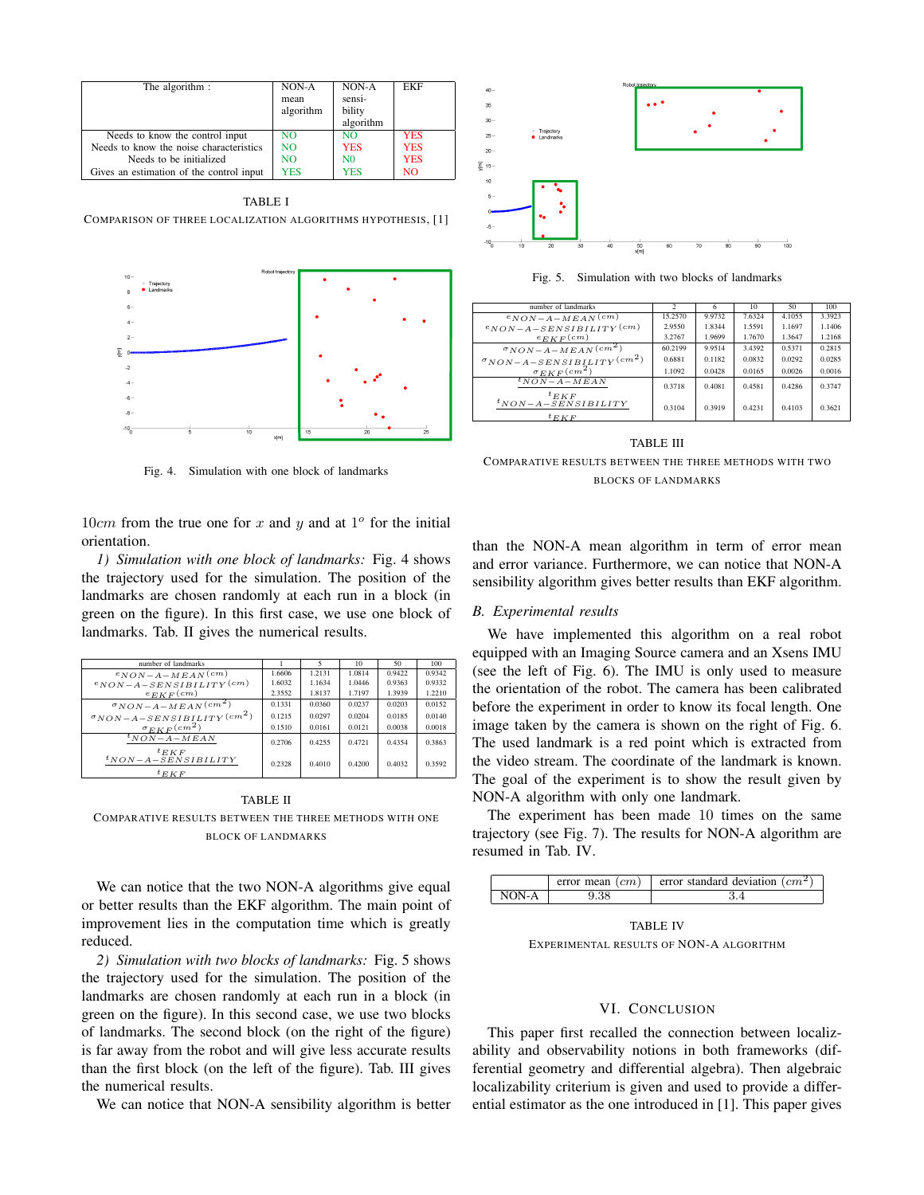| The algorithm : | NON-A mean algorithm | NON-A sensibility algorithm | EKF |
|---|---|---|---|
| Needs to know the control input | NO | NO | YES |
| Needs to know the noise characteristics | NO | YES | YES |
| Needs to be initialized | NO | N0 | YES |
| Gives an estimation of the control input | YES | YES | NO |

TABLE I

COMPARISON OF THREE LOCALIZATION ALGORITHMS HYPOTHESIS, [1]

Fig. 4. Simulation with one block of landmarks

$10cm$ from the true one for $x$ and $y$ and at $1^o$ for the initial orientation.

*1) Simulation with one block of landmarks:* Fig. 4 shows the trajectory used for the simulation. The position of the landmarks are chosen randomly at each run in a block (in green on the figure). In this first case, we use one block of landmarks. Tab. II gives the numerical results.

| number of landmarks | 1 | 5 | 10 | 50 | 100 |
|---|---|---|---|---|---|
| $e_{NON-A-MEAN} (cm)$ | 1.6606 | 1.2131 | 1.0814 | 0.9422 | 0.9342 |
| $e_{NON-A-SENSIBILITY} (cm)$ | 1.6032 | 1.1634 | 1.0446 | 0.9363 | 0.9332 |
| $e_{EKF} (cm)$ | 2.3552 | 1.8137 | 1.7197 | 1.3939 | 1.2210 |
| $\sigma_{NON-A-MEAN} (cm^2)$ | 0.1331 | 0.0360 | 0.0237 | 0.0203 | 0.0152 |
| $\sigma_{NON-A-SENSIBILITY} (cm^2)$ | 0.1215 | 0.0297 | 0.0204 | 0.0185 | 0.0140 |
| $\sigma_{EKF} (cm^2)$ | 0.1510 | 0.0161 | 0.0121 | 0.0038 | 0.0018 |
| $\frac{t_{NON-A-MEAN}}{t_{EKF}}$ | 0.2706 | 0.4255 | 0.4721 | 0.4354 | 0.3863 |
| $\frac{t_{NON-A-SENSIBILITY}}{t_{EKF}}$ | 0.2328 | 0.4010 | 0.4200 | 0.4032 | 0.3592 |

TABLE II

COMPARATIVE RESULTS BETWEEN THE THREE METHODS WITH ONE BLOCK OF LANDMARKS

We can notice that the two NON-A algorithms give equal or better results than the EKF algorithm. The main point of improvement lies in the computation time which is greatly reduced.

*2) Simulation with two blocks of landmarks:* Fig. 5 shows the trajectory used for the simulation. The position of the landmarks are chosen randomly at each run in a block (in green on the figure). In this second case, we use two blocks of landmarks. The second block (on the right of the figure) is far away from the robot and will give less accurate results than the first block (on the left of the figure). Tab. III gives the numerical results.

We can notice that NON-A sensibility algorithm is better

Fig. 5. Simulation with two blocks of landmarks

| number of landmarks | 2 | 6 | 10 | 50 | 100 |
|---|---|---|---|---|---|
| $e_{NON-A-MEAN} (cm)$ | 15.2570 | 9.9732 | 7.6324 | 4.1055 | 3.3923 |
| $e_{NON-A-SENSIBILITY} (cm)$ | 2.9550 | 1.8344 | 1.5591 | 1.1697 | 1.1406 |
| $e_{EKF} (cm)$ | 3.2767 | 1.9699 | 1.7670 | 1.3647 | 1.2168 |
| $\sigma_{NON-A-MEAN} (cm^2)$ | 60.2199 | 9.9514 | 3.4392 | 0.5371 | 0.2815 |
| $\sigma_{NON-A-SENSIBILITY} (cm^2)$ | 0.6881 | 0.1182 | 0.0832 | 0.0292 | 0.0285 |
| $\sigma_{EKF} (cm^2)$ | 1.1092 | 0.0428 | 0.0165 | 0.0026 | 0.0016 |
| $\frac{t_{NON-A-MEAN}}{t_{EKF}}$ | 0.3718 | 0.4081 | 0.4581 | 0.4286 | 0.3747 |
| $\frac{t_{NON-A-SENSIBILITY}}{t_{EKF}}$ | 0.3104 | 0.3919 | 0.4231 | 0.4103 | 0.3621 |

TABLE III

COMPARATIVE RESULTS BETWEEN THE THREE METHODS WITH TWO BLOCKS OF LANDMARKS

than the NON-A mean algorithm in term of error mean and error variance. Furthermore, we can notice that NON-A sensibility algorithm gives better results than EKF algorithm.

## B. Experimental results

We have implemented this algorithm on a real robot equipped with an Imaging Source camera and an Xsens IMU (see the left of Fig. 6). The IMU is only used to measure the orientation of the robot. The camera has been calibrated before the experiment in order to know its focal length. One image taken by the camera is shown on the right of Fig. 6. The used landmark is a red point which is extracted from the video stream. The coordinate of the landmark is known. The goal of the experiment is to show the result given by NON-A algorithm with only one landmark.

The experiment has been made 10 times on the same trajectory (see Fig. 7). The results for NON-A algorithm are resumed in Tab. IV.

| | error mean $(cm)$ | error standard deviation $(cm^2)$ |
|---|---|---|
| NON-A | 9.38 | 3.4 |

TABLE IV

EXPERIMENTAL RESULTS OF NON-A ALGORITHM

## VI. CONCLUSION

This paper first recalled the connection between localizability and observability notions in both frameworks (differential geometry and differential algebra). Then algebraic localizability criterium is given and used to provide a differential estimator as the one introduced in [1]. This paper gives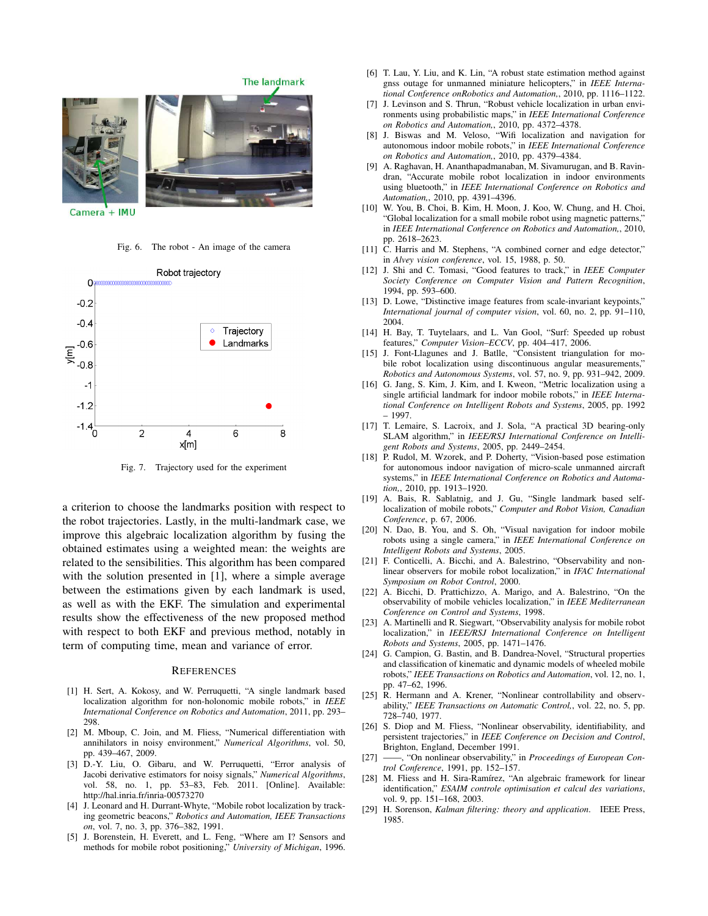The landmark

Camera + IMU

Fig. 6. The robot - An image of the camera

Robot trajectory

0
-0.2
-0.4
-0.6
-0.8
-1
-1.2
-1.4

y[m]

0 2 4 6 8

x[m]

Trajectory
Landmarks

Fig. 7. Trajectory used for the experiment

a criterion to choose the landmarks position with respect to the robot trajectories. Lastly, in the multi-landmark case, we improve this algebraic localization algorithm by fusing the obtained estimates using a weighted mean: the weights are related to the sensibilities. This algorithm has been compared with the solution presented in [1], where a simple average between the estimations given by each landmark is used, as well as with the EKF. The simulation and experimental results show the effectiveness of the new proposed method with respect to both EKF and previous method, notably in term of computing time, mean and variance of error.

## References

[1] H. Sert, A. Kokosy, and W. Perruquetti, "A single landmark based localization algorithm for non-holonomic mobile robots," in *IEEE International Conference on Robotics and Automation*, 2011, pp. 293–298.

[2] M. Mboup, C. Join, and M. Fliess, "Numerical differentiation with annihilators in noisy environment," *Numerical Algorithms*, vol. 50, pp. 439–467, 2009.

[3] D.-Y. Liu, O. Gibaru, and W. Perruquetti, "Error analysis of Jacobi derivative estimators for noisy signals," *Numerical Algorithms*, vol. 58, no. 1, pp. 53–83, Feb. 2011. [Online]. Available: http://hal.inria.fr/inria-00573270

[4] J. Leonard and H. Durrant-Whyte, "Mobile robot localization by tracking geometric beacons," *Robotics and Automation, IEEE Transactions on*, vol. 7, no. 3, pp. 376–382, 1991.

[5] J. Borenstein, H. Everett, and L. Feng, "Where am I? Sensors and methods for mobile robot positioning," *University of Michigan*, 1996.

[6] T. Lau, Y. Liu, and K. Lin, "A robust state estimation method against gnss outage for unmanned miniature helicopters," in *IEEE International Conference onRobotics and Automation,*, 2010, pp. 1116–1122.

[7] J. Levinson and S. Thrun, "Robust vehicle localization in urban environments using probabilistic maps," in *IEEE International Conference on Robotics and Automation,*, 2010, pp. 4372–4378.

[8] J. Biswas and M. Veloso, "Wifi localization and navigation for autonomous indoor mobile robots," in *IEEE International Conference on Robotics and Automation,*, 2010, pp. 4379–4384.

[9] A. Raghavan, H. Ananthapadmanaban, M. Sivamurugan, and B. Ravindran, "Accurate mobile robot localization in indoor environments using bluetooth," in *IEEE International Conference on Robotics and Automation,*, 2010, pp. 4391–4396.

[10] W. You, B. Choi, B. Kim, H. Moon, J. Koo, W. Chung, and H. Choi, "Global localization for a small mobile robot using magnetic patterns," in *IEEE International Conference on Robotics and Automation,*, 2010, pp. 2618–2623.

[11] C. Harris and M. Stephens, "A combined corner and edge detector," in *Alvey vision conference*, vol. 15, 1988, p. 50.

[12] J. Shi and C. Tomasi, "Good features to track," in *IEEE Computer Society Conference on Computer Vision and Pattern Recognition*, 1994, pp. 593–600.

[13] D. Lowe, "Distinctive image features from scale-invariant keypoints," *International journal of computer vision*, vol. 60, no. 2, pp. 91–110, 2004.

[14] H. Bay, T. Tuytelaars, and L. Van Gool, "Surf: Speeded up robust features," *Computer Vision–ECCV*, pp. 404–417, 2006.

[15] J. Font-Llagunes and J. Batlle, "Consistent triangulation for mobile robot localization using discontinuous angular measurements," *Robotics and Autonomous Systems*, vol. 57, no. 9, pp. 931–942, 2009.

[16] G. Jang, S. Kim, J. Kim, and I. Kweon, "Metric localization using a single artificial landmark for indoor mobile robots," in *IEEE International Conference on Intelligent Robots and Systems*, 2005, pp. 1992 – 1997.

[17] T. Lemaire, S. Lacroix, and J. Sola, "A practical 3D bearing-only SLAM algorithm," in *IEEE/RSJ International Conference on Intelligent Robots and Systems*, 2005, pp. 2449–2454.

[18] P. Rudol, M. Wzorek, and P. Doherty, "Vision-based pose estimation for autonomous indoor navigation of micro-scale unmanned aircraft systems," in *IEEE International Conference on Robotics and Automation,*, 2010, pp. 1913–1920.

[19] A. Bais, R. Sablatnig, and J. Gu, "Single landmark based self-localization of mobile robots," *Computer and Robot Vision, Canadian Conference*, p. 67, 2006.

[20] N. Dao, B. You, and S. Oh, "Visual navigation for indoor mobile robots using a single camera," in *IEEE International Conference on Intelligent Robots and Systems*, 2005.

[21] F. Conticelli, A. Bicchi, and A. Balestrino, "Observability and nonlinear observers for mobile robot localization," in *IFAC International Symposium on Robot Control*, 2000.

[22] A. Bicchi, D. Prattichizzo, A. Marigo, and A. Balestrino, "On the observability of mobile vehicles localization," in *IEEE Mediterranean Conference on Control and Systems*, 1998.

[23] A. Martinelli and R. Siegwart, "Observability analysis for mobile robot localization," in *IEEE/RSJ International Conference on Intelligent Robots and Systems*, 2005, pp. 1471–1476.

[24] G. Campion, G. Bastin, and B. Dandrea-Novel, "Structural properties and classification of kinematic and dynamic models of wheeled mobile robots," *IEEE Transactions on Robotics and Automation*, vol. 12, no. 1, pp. 47–62, 1996.

[25] R. Hermann and A. Krener, "Nonlinear controllability and observability," *IEEE Transactions on Automatic Control,*, vol. 22, no. 5, pp. 728–740, 1977.

[26] S. Diop and M. Fliess, "Nonlinear observability, identifiability, and persistent trajectories," in *IEEE Conference on Decision and Control*, Brighton, England, December 1991.

[27] ——, "On nonlinear observability," in *Proceedings of European Control Conference*, 1991, pp. 152–157.

[28] M. Fliess and H. Sira-Ramírez, "An algebraic framework for linear identification," *ESAIM controle optimisation et calcul des variations*, vol. 9, pp. 151–168, 2003.

[29] H. Sorenson, *Kalman filtering: theory and application*. IEEE Press, 1985.